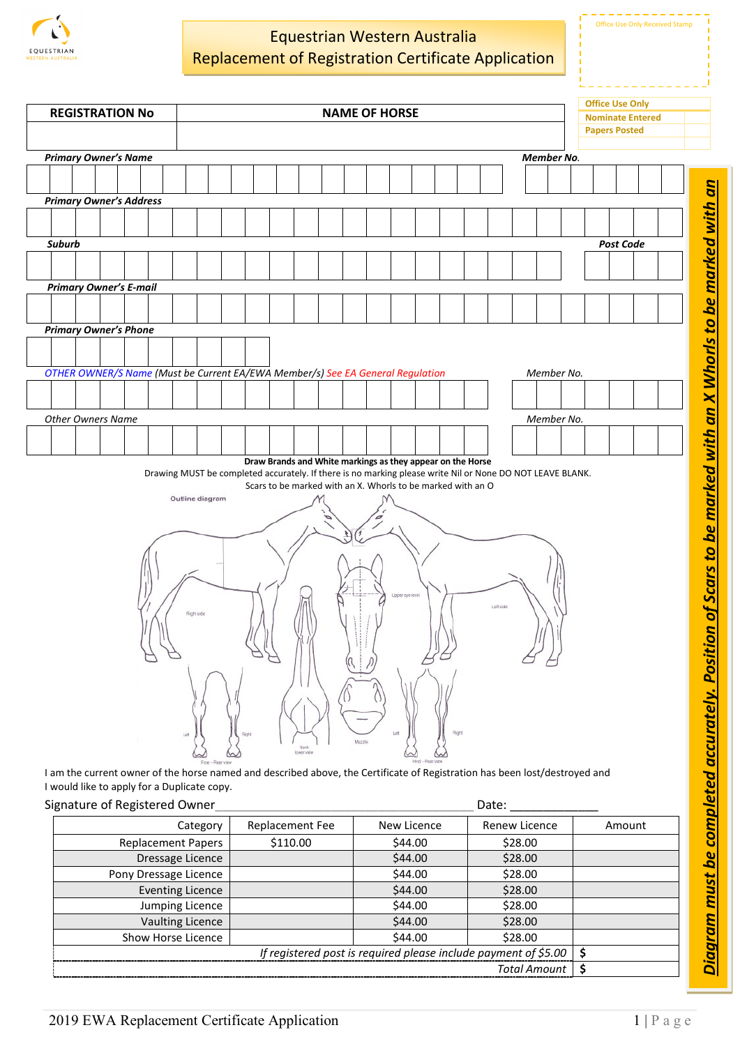EQUESTRIAN WESTERN AUSTRALIA

# Equestrian Western Australia
# Replacement of Registration Certificate Application

Office Use Only Received Stamp

| Office Use Only | |
|---|---|
| Nominate Entered | |
| Papers Posted | |

| REGISTRATION No | NAME OF HORSE |
|---|---|
| | |

***Primary Owner's Name*** **Member No.**

***Primary Owner's Address***

***Suburb*** ***Post Code***

***Primary Owner's E-mail***

***Primary Owner's Phone***

*OTHER OWNER/S Name (Must be Current EA/EWA Member/s) See EA General Regulation* *Member No.*

*Other Owners Name* *Member No.*

**Draw Brands and White markings as they appear on the Horse**

Drawing MUST be completed accurately. If there is no marking please write Nil or None DO NOT LEAVE BLANK.

Scars to be marked with an X. Whorls to be marked with an O

Outline diagram

Right side · Upper eye level · Left side · Left · Right · Fore – Rear view · Neck lower view · Muzzle · Left · Right · Hind – Rear view

I am the current owner of the horse named and described above, the Certificate of Registration has been lost/destroyed and I would like to apply for a Duplicate copy.

Signature of Registered Owner\_\_\_\_\_\_\_\_\_\_\_\_\_\_\_\_\_\_\_\_\_\_\_\_\_\_\_\_\_\_\_\_\_\_\_\_ Date: \_\_\_\_\_\_\_\_\_\_\_\_\_

| Category | Replacement Fee | New Licence | Renew Licence | Amount |
|---|---|---|---|---|
| Replacement Papers | $110.00 | $44.00 | $28.00 | |
| Dressage Licence | | $44.00 | $28.00 | |
| Pony Dressage Licence | | $44.00 | $28.00 | |
| Eventing Licence | | $44.00 | $28.00 | |
| Jumping Licence | | $44.00 | $28.00 | |
| Vaulting Licence | | $44.00 | $28.00 | |
| Show Horse Licence | | $44.00 | $28.00 | |
| *If registered post is required please include payment of $5.00* | | | | $ |
| *Total Amount* | | | | $ |

***Diagram must be completed accurately. Position of Scars to be marked with an X Whorls to be marked with an O***

2019 EWA Replacement Certificate Application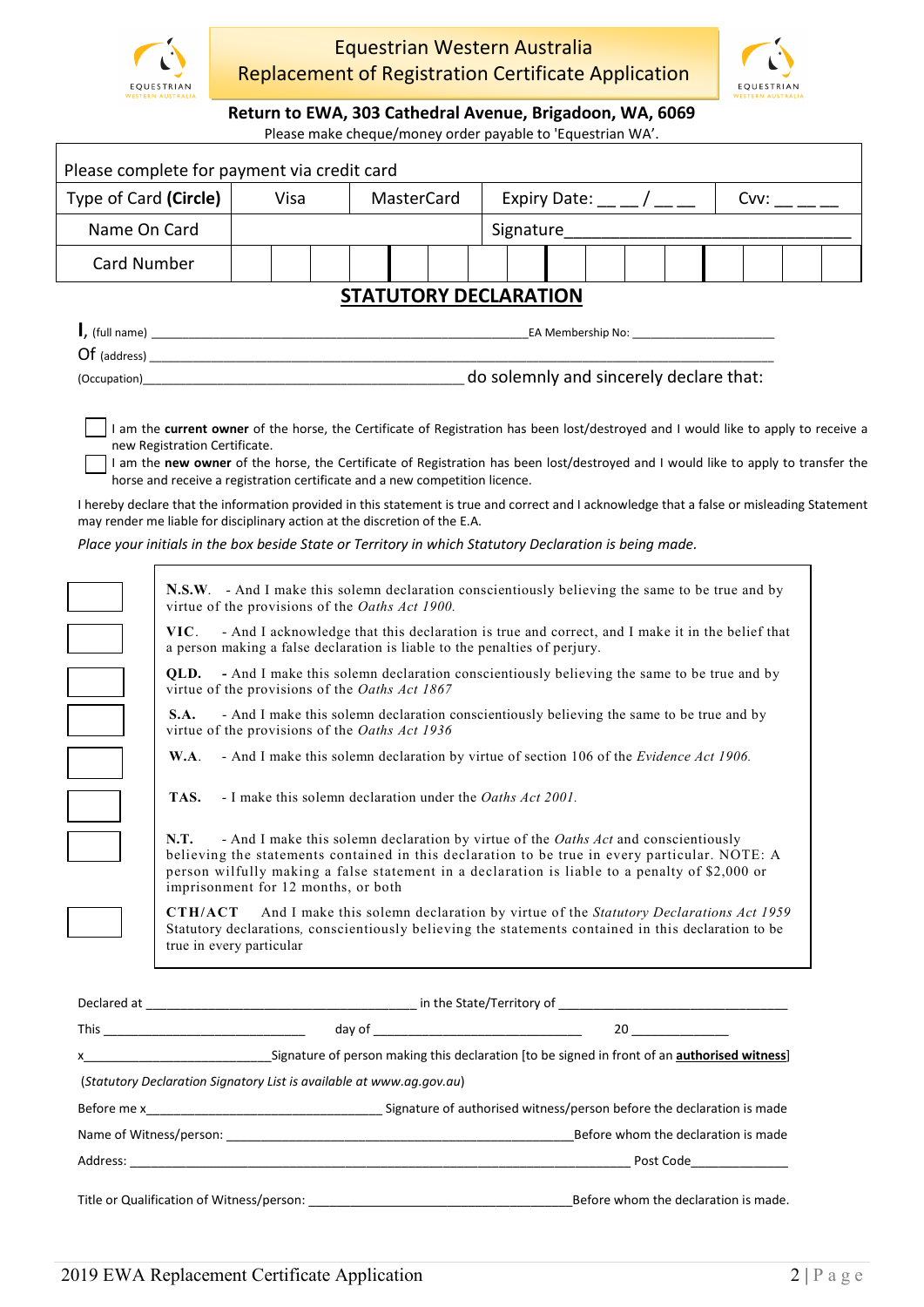# Equestrian Western Australia
## Replacement of Registration Certificate Application

**Return to EWA, 303 Cathedral Avenue, Brigadoon, WA, 6069**

Please make cheque/money order payable to 'Equestrian WA'.

| Please complete for payment via credit card | | | | |
|---|---|---|---|---|
| Type of Card **(Circle)** | Visa | MasterCard | Expiry Date: __ __ / __ __ | Cvv: __ __ __ |
| Name On Card | | | Signature_______________________________ | |
| Card Number | | | | |

## STATUTORY DECLARATION

I, (full name) ________________________________________________________ EA Membership No: ____________________

Of (address) ______________________________________________________________________________________________

(Occupation)__________________________________________ do solemnly and sincerely declare that:

☐ I am the **current owner** of the horse, the Certificate of Registration has been lost/destroyed and I would like to apply to receive a new Registration Certificate.

☐ I am the **new owner** of the horse, the Certificate of Registration has been lost/destroyed and I would like to apply to transfer the horse and receive a registration certificate and a new competition licence.

I hereby declare that the information provided in this statement is true and correct and I acknowledge that a false or misleading Statement may render me liable for disciplinary action at the discretion of the E.A.

*Place your initials in the box beside State or Territory in which Statutory Declaration is being made.*

☐ **N.S.W.** - And I make this solemn declaration conscientiously believing the same to be true and by virtue of the provisions of the *Oaths Act 1900.*

☐ **VIC**. - And I acknowledge that this declaration is true and correct, and I make it in the belief that a person making a false declaration is liable to the penalties of perjury.

☐ **QLD.** - And I make this solemn declaration conscientiously believing the same to be true and by virtue of the provisions of the *Oaths Act 1867*

☐ **S.A.** - And I make this solemn declaration conscientiously believing the same to be true and by virtue of the provisions of the *Oaths Act 1936*

☐ **W.A.** - And I make this solemn declaration by virtue of section 106 of the *Evidence Act 1906.*

☐ **TAS.** - I make this solemn declaration under the *Oaths Act 2001.*

☐ **N.T.** - And I make this solemn declaration by virtue of the *Oaths Act* and conscientiously believing the statements contained in this declaration to be true in every particular. NOTE: A person wilfully making a false statement in a declaration is liable to a penalty of $2,000 or imprisonment for 12 months, or both

☐ **CTH/ACT** And I make this solemn declaration by virtue of the *Statutory Declarations Act 1959* Statutory declarations, conscientiously believing the statements contained in this declaration to be true in every particular

Declared at ____________________________________ in the State/Territory of ______________________________

This ___________________________ day of ___________________________ 20 _____________

x_________________________Signature of person making this declaration [to be signed in front of an **authorised witness**]

(*Statutory Declaration Signatory List is available at www.ag.gov.au*)

Before me x_______________________________ Signature of authorised witness/person before the declaration is made

Name of Witness/person: ______________________________________________Before whom the declaration is made

Address: _____________________________________________________________________ Post Code_____________

Title or Qualification of Witness/person: ___________________________________Before whom the declaration is made.